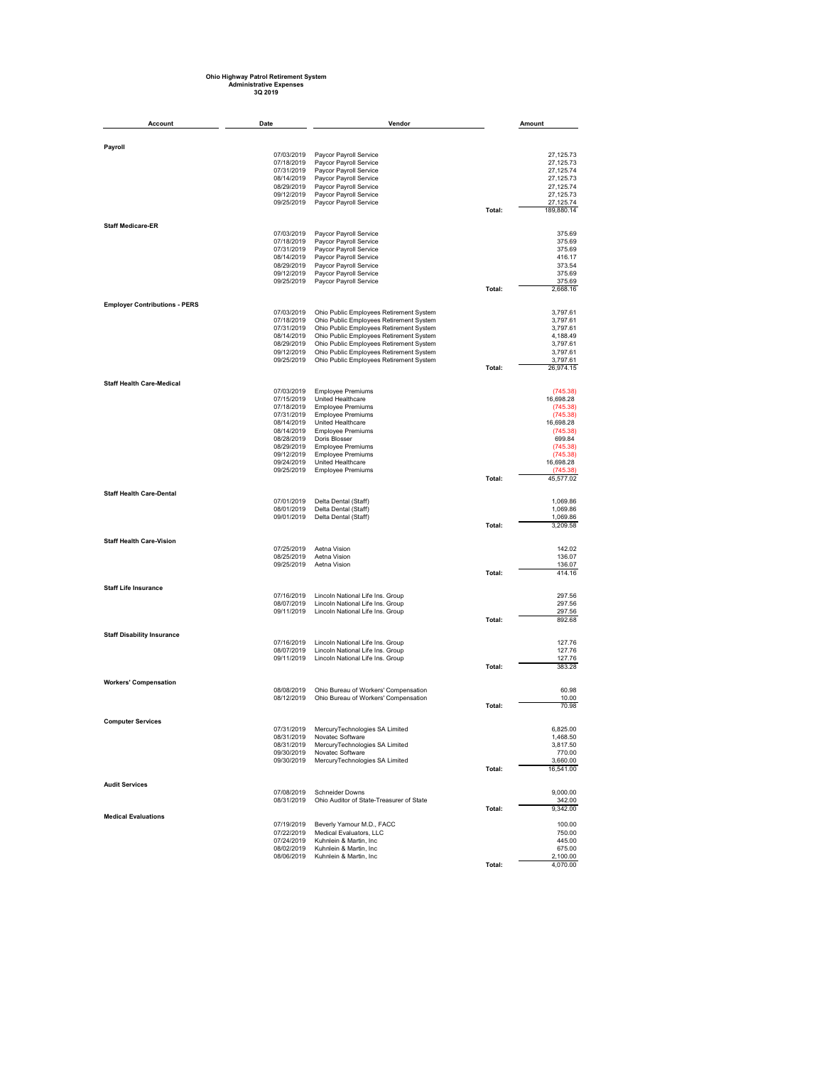**Ohio Highway Patrol Retirement System**
**Administrative Expenses**
**3Q 2019**

| Account | Date | Vendor | | Amount |
|---|---|---|---|---|
| **Payroll** | | | | |
| | 07/03/2019 | Paycor Payroll Service | | 27,125.73 |
| | 07/18/2019 | Paycor Payroll Service | | 27,125.73 |
| | 07/31/2019 | Paycor Payroll Service | | 27,125.74 |
| | 08/14/2019 | Paycor Payroll Service | | 27,125.73 |
| | 08/29/2019 | Paycor Payroll Service | | 27,125.74 |
| | 09/12/2019 | Paycor Payroll Service | | 27,125.73 |
| | 09/25/2019 | Paycor Payroll Service | | 27,125.74 |
| | | | Total: | 189,880.14 |
| **Staff Medicare-ER** | | | | |
| | 07/03/2019 | Paycor Payroll Service | | 375.69 |
| | 07/18/2019 | Paycor Payroll Service | | 375.69 |
| | 07/31/2019 | Paycor Payroll Service | | 375.69 |
| | 08/14/2019 | Paycor Payroll Service | | 416.17 |
| | 08/29/2019 | Paycor Payroll Service | | 373.54 |
| | 09/12/2019 | Paycor Payroll Service | | 375.69 |
| | 09/25/2019 | Paycor Payroll Service | | 375.69 |
| | | | Total: | 2,668.16 |
| **Employer Contributions - PERS** | | | | |
| | 07/03/2019 | Ohio Public Employees Retirement System | | 3,797.61 |
| | 07/18/2019 | Ohio Public Employees Retirement System | | 3,797.61 |
| | 07/31/2019 | Ohio Public Employees Retirement System | | 3,797.61 |
| | 08/14/2019 | Ohio Public Employees Retirement System | | 4,188.49 |
| | 08/29/2019 | Ohio Public Employees Retirement System | | 3,797.61 |
| | 09/12/2019 | Ohio Public Employees Retirement System | | 3,797.61 |
| | 09/25/2019 | Ohio Public Employees Retirement System | | 3,797.61 |
| | | | Total: | 26,974.15 |
| **Staff Health Care-Medical** | | | | |
| | 07/03/2019 | Employee Premiums | | (745.38) |
| | 07/15/2019 | United Healthcare | | 16,698.28 |
| | 07/18/2019 | Employee Premiums | | (745.38) |
| | 07/31/2019 | Employee Premiums | | (745.38) |
| | 08/14/2019 | United Healthcare | | 16,698.28 |
| | 08/14/2019 | Employee Premiums | | (745.38) |
| | 08/28/2019 | Doris Blosser | | 699.84 |
| | 08/29/2019 | Employee Premiums | | (745.38) |
| | 09/12/2019 | Employee Premiums | | (745.38) |
| | 09/24/2019 | United Healthcare | | 16,698.28 |
| | 09/25/2019 | Employee Premiums | | (745.38) |
| | | | Total: | 45,577.02 |
| **Staff Health Care-Dental** | | | | |
| | 07/01/2019 | Delta Dental (Staff) | | 1,069.86 |
| | 08/01/2019 | Delta Dental (Staff) | | 1,069.86 |
| | 09/01/2019 | Delta Dental (Staff) | | 1,069.86 |
| | | | Total: | 3,209.58 |
| **Staff Health Care-Vision** | | | | |
| | 07/25/2019 | Aetna Vision | | 142.02 |
| | 08/25/2019 | Aetna Vision | | 136.07 |
| | 09/25/2019 | Aetna Vision | | 136.07 |
| | | | Total: | 414.16 |
| **Staff Life Insurance** | | | | |
| | 07/16/2019 | Lincoln National Life Ins. Group | | 297.56 |
| | 08/07/2019 | Lincoln National Life Ins. Group | | 297.56 |
| | 09/11/2019 | Lincoln National Life Ins. Group | | 297.56 |
| | | | Total: | 892.68 |
| **Staff Disability Insurance** | | | | |
| | 07/16/2019 | Lincoln National Life Ins. Group | | 127.76 |
| | 08/07/2019 | Lincoln National Life Ins. Group | | 127.76 |
| | 09/11/2019 | Lincoln National Life Ins. Group | | 127.76 |
| | | | Total: | 383.28 |
| **Workers' Compensation** | | | | |
| | 08/08/2019 | Ohio Bureau of Workers' Compensation | | 60.98 |
| | 08/12/2019 | Ohio Bureau of Workers' Compensation | | 10.00 |
| | | | Total: | 70.98 |
| **Computer Services** | | | | |
| | 07/31/2019 | MercuryTechnologies SA Limited | | 6,825.00 |
| | 08/31/2019 | Novatec Software | | 1,468.50 |
| | 08/31/2019 | MercuryTechnologies SA Limited | | 3,817.50 |
| | 09/30/2019 | Novatec Software | | 770.00 |
| | 09/30/2019 | MercuryTechnologies SA Limited | | 3,660.00 |
| | | | Total: | 16,541.00 |
| **Audit Services** | | | | |
| | 07/08/2019 | Schneider Downs | | 9,000.00 |
| | 08/31/2019 | Ohio Auditor of State-Treasurer of State | | 342.00 |
| | | | Total: | 9,342.00 |
| **Medical Evaluations** | | | | |
| | 07/19/2019 | Beverly Yamour M.D., FACC | | 100.00 |
| | 07/22/2019 | Medical Evaluators, LLC | | 750.00 |
| | 07/24/2019 | Kuhnlein & Martin, Inc | | 445.00 |
| | 08/02/2019 | Kuhnlein & Martin, Inc | | 675.00 |
| | 08/06/2019 | Kuhnlein & Martin, Inc | | 2,100.00 |
| | | | Total: | 4,070.00 |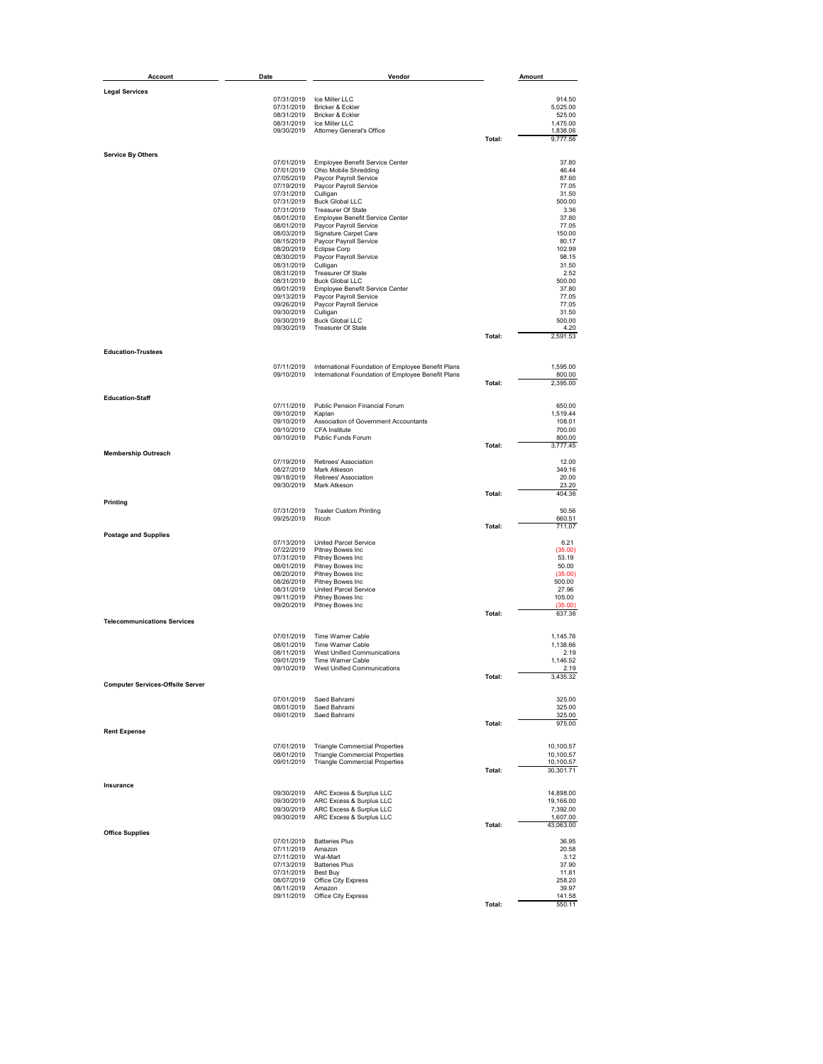| Account | Date | Vendor | | Amount |
|---|---|---|---|---|
| **Legal Services** | | | | |
| | 07/31/2019 | Ice Miller LLC | | 914.50 |
| | 07/31/2019 | Bricker & Eckler | | 5,025.00 |
| | 08/31/2019 | Bricker & Eckler | | 525.00 |
| | 08/31/2019 | Ice Miller LLC | | 1,475.00 |
| | 09/30/2019 | Attorney General's Office | | 1,838.06 |
| | | | Total: | 9,777.56 |
| **Service By Others** | | | | |
| | 07/01/2019 | Employee Benefit Service Center | | 37.80 |
| | 07/01/2019 | Ohio Mobile Shredding | | 46.44 |
| | 07/05/2019 | Paycor Payroll Service | | 87.60 |
| | 07/19/2019 | Paycor Payroll Service | | 77.05 |
| | 07/31/2019 | Culligan | | 31.50 |
| | 07/31/2019 | Buck Global LLC | | 500.00 |
| | 07/31/2019 | Treasurer Of State | | 3.36 |
| | 08/01/2019 | Employee Benefit Service Center | | 37.80 |
| | 08/01/2019 | Paycor Payroll Service | | 77.05 |
| | 08/03/2019 | Signature Carpet Care | | 150.00 |
| | 08/15/2019 | Paycor Payroll Service | | 80.17 |
| | 08/20/2019 | Eclipse Corp | | 102.99 |
| | 08/30/2019 | Paycor Payroll Service | | 98.15 |
| | 08/31/2019 | Culligan | | 31.50 |
| | 08/31/2019 | Treasurer Of State | | 2.52 |
| | 08/31/2019 | Buck Global LLC | | 500.00 |
| | 09/01/2019 | Employee Benefit Service Center | | 37.80 |
| | 09/13/2019 | Paycor Payroll Service | | 77.05 |
| | 09/26/2019 | Paycor Payroll Service | | 77.05 |
| | 09/30/2019 | Culligan | | 31.50 |
| | 09/30/2019 | Buck Global LLC | | 500.00 |
| | 09/30/2019 | Treasurer Of State | | 4.20 |
| | | | Total: | 2,591.53 |
| **Education-Trustees** | | | | |
| | 07/11/2019 | International Foundation of Employee Benefit Plans | | 1,595.00 |
| | 09/10/2019 | International Foundation of Employee Benefit Plans | | 800.00 |
| | | | Total: | 2,395.00 |
| **Education-Staff** | | | | |
| | 07/11/2019 | Public Pension Financial Forum | | 650.00 |
| | 09/10/2019 | Kaplan | | 1,519.44 |
| | 09/10/2019 | Association of Government Accountants | | 108.01 |
| | 09/10/2019 | CFA Institute | | 700.00 |
| | 09/10/2019 | Public Funds Forum | | 800.00 |
| | | | Total: | 3,777.45 |
| **Membership Outreach** | | | | |
| | 07/19/2019 | Retirees' Association | | 12.00 |
| | 08/27/2019 | Mark Atkeson | | 349.16 |
| | 09/18/2019 | Retirees' Association | | 20.00 |
| | 09/30/2019 | Mark Atkeson | | 23.20 |
| | | | Total: | 404.36 |
| **Printing** | | | | |
| | 07/31/2019 | Traxler Custom Printing | | 50.56 |
| | 09/25/2019 | Ricoh | | 660.51 |
| | | | Total: | 711.07 |
| **Postage and Supplies** | | | | |
| | 07/13/2019 | United Parcel Service | | 6.21 |
| | 07/22/2019 | Pitney Bowes Inc | | (35.00) |
| | 07/31/2019 | Pitney Bowes Inc | | 53.19 |
| | 08/01/2019 | Pitney Bowes Inc | | 50.00 |
| | 08/20/2019 | Pitney Bowes Inc | | (35.00) |
| | 08/26/2019 | Pitney Bowes Inc | | 500.00 |
| | 08/31/2019 | United Parcel Service | | 27.96 |
| | 09/11/2019 | Pitney Bowes Inc | | 105.00 |
| | 09/20/2019 | Pitney Bowes Inc | | (35.00) |
| | | | Total: | 637.36 |
| **Telecommunications Services** | | | | |
| | 07/01/2019 | Time Warner Cable | | 1,145.76 |
| | 08/01/2019 | Time Warner Cable | | 1,138.66 |
| | 08/11/2019 | West Unified Communications | | 2.19 |
| | 09/01/2019 | Time Warner Cable | | 1,146.52 |
| | 09/10/2019 | West Unified Communications | | 2.19 |
| | | | Total: | 3,435.32 |
| **Computer Services-Offsite Server** | | | | |
| | 07/01/2019 | Saed Bahrami | | 325.00 |
| | 08/01/2019 | Saed Bahrami | | 325.00 |
| | 09/01/2019 | Saed Bahrami | | 325.00 |
| | | | Total: | 975.00 |
| **Rent Expense** | | | | |
| | 07/01/2019 | Triangle Commercial Properties | | 10,100.57 |
| | 08/01/2019 | Triangle Commercial Properties | | 10,100.57 |
| | 09/01/2019 | Triangle Commercial Properties | | 10,100.57 |
| | | | Total: | 30,301.71 |
| **Insurance** | | | | |
| | 09/30/2019 | ARC Excess & Surplus LLC | | 14,898.00 |
| | 09/30/2019 | ARC Excess & Surplus LLC | | 19,166.00 |
| | 09/30/2019 | ARC Excess & Surplus LLC | | 7,392.00 |
| | 09/30/2019 | ARC Excess & Surplus LLC | | 1,607.00 |
| | | | Total: | 43,063.00 |
| **Office Supplies** | | | | |
| | 07/01/2019 | Batteries Plus | | 36.95 |
| | 07/11/2019 | Amazon | | 20.58 |
| | 07/11/2019 | Wal-Mart | | 3.12 |
| | 07/13/2019 | Batteries Plus | | 37.90 |
| | 07/31/2019 | Best Buy | | 11.81 |
| | 08/07/2019 | Office City Express | | 258.20 |
| | 08/11/2019 | Amazon | | 39.97 |
| | 09/11/2019 | Office City Express | | 141.58 |
| | | | Total: | 550.11 |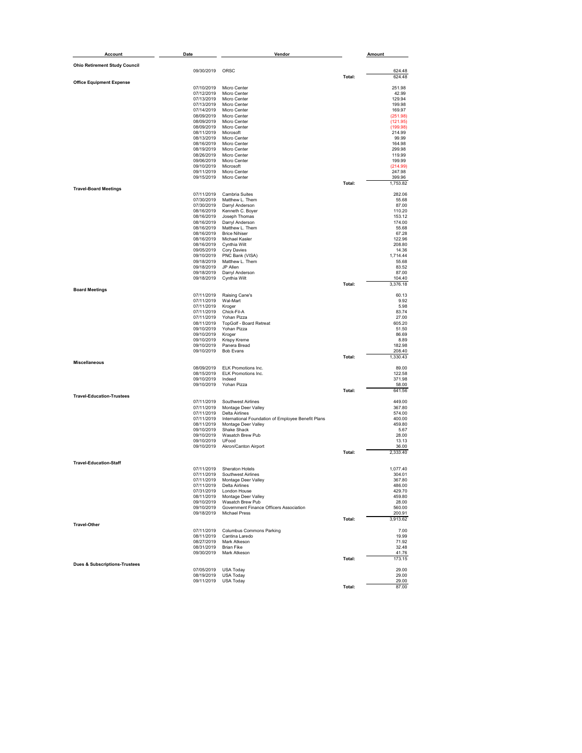| Account | Date | Vendor | | Amount |
|---|---|---|---|---|
| **Ohio Retirement Study Council** | | | | |
| | 09/30/2019 | ORSC | | 624.48 |
| | | | Total: | 624.48 |
| **Office Equipment Expense** | | | | |
| | 07/10/2019 | Micro Center | | 251.98 |
| | 07/12/2019 | Micro Center | | 42.99 |
| | 07/13/2019 | Micro Center | | 129.94 |
| | 07/13/2019 | Micro Center | | 199.98 |
| | 07/14/2019 | Micro Center | | 169.97 |
| | 08/09/2019 | Micro Center | | (251.98) |
| | 08/09/2019 | Micro Center | | (121.95) |
| | 08/09/2019 | Micro Center | | (199.98) |
| | 08/11/2019 | Microsoft | | 214.99 |
| | 08/13/2019 | Micro Center | | 99.99 |
| | 08/16/2019 | Micro Center | | 164.98 |
| | 08/19/2019 | Micro Center | | 299.98 |
| | 08/26/2019 | Micro Center | | 119.99 |
| | 09/06/2019 | Micro Center | | 199.99 |
| | 09/10/2019 | Microsoft | | (214.99) |
| | 09/11/2019 | Micro Center | | 247.98 |
| | 09/15/2019 | Micro Center | | 399.96 |
| | | | Total: | 1,753.82 |
| **Travel-Board Meetings** | | | | |
| | 07/11/2019 | Cambria Suites | | 282.06 |
| | 07/30/2019 | Matthew L. Them | | 55.68 |
| | 07/30/2019 | Darryl Anderson | | 87.00 |
| | 08/16/2019 | Kenneth C. Boyer | | 110.20 |
| | 08/16/2019 | Joseph Thomas | | 153.12 |
| | 08/16/2019 | Darryl Anderson | | 174.00 |
| | 08/16/2019 | Matthew L. Them | | 55.68 |
| | 08/16/2019 | Brice Nihiser | | 67.28 |
| | 08/16/2019 | Michael Kasler | | 122.96 |
| | 08/16/2019 | Cynthia Wilt | | 208.80 |
| | 09/05/2019 | Cory Davies | | 14.36 |
| | 09/10/2019 | PNC Bank (VISA) | | 1,714.44 |
| | 09/18/2019 | Matthew L. Them | | 55.68 |
| | 09/18/2019 | JP Allen | | 83.52 |
| | 09/18/2019 | Darryl Anderson | | 87.00 |
| | 09/18/2019 | Cynthia Wilt | | 104.40 |
| | | | Total: | 3,376.18 |
| **Board Meetings** | | | | |
| | 07/11/2019 | Raising Cane's | | 60.13 |
| | 07/11/2019 | Wal-Mart | | 9.92 |
| | 07/11/2019 | Kroger | | 5.98 |
| | 07/11/2019 | Chick-Fil-A | | 83.74 |
| | 07/11/2019 | Yohan Pizza | | 27.00 |
| | 08/11/2019 | TopGolf - Board Retreat | | 605.20 |
| | 09/10/2019 | Yohan Pizza | | 51.50 |
| | 09/10/2019 | Kroger | | 86.69 |
| | 09/10/2019 | Krispy Kreme | | 8.89 |
| | 09/10/2019 | Panera Bread | | 182.98 |
| | 09/10/2019 | Bob Evans | | 208.40 |
| | | | Total: | 1,330.43 |
| **Miscellaneous** | | | | |
| | 08/09/2019 | ELK Promotions Inc. | | 89.00 |
| | 08/15/2019 | ELK Promotions Inc. | | 122.58 |
| | 09/10/2019 | Indeed | | 371.98 |
| | 09/10/2019 | Yohan Pizza | | 58.00 |
| | | | Total: | 641.56 |
| **Travel-Education-Trustees** | | | | |
| | 07/11/2019 | Southwest Airlines | | 449.00 |
| | 07/11/2019 | Montage Deer Valley | | 367.80 |
| | 07/11/2019 | Delta Airlines | | 574.00 |
| | 07/11/2019 | International Foundation of Employee Benefit Plans | | 400.00 |
| | 08/11/2019 | Montage Deer Valley | | 459.80 |
| | 09/10/2019 | Shake Shack | | 5.67 |
| | 09/10/2019 | Wasatch Brew Pub | | 28.00 |
| | 09/10/2019 | UFood | | 13.13 |
| | 09/10/2019 | Akron/Canton Airport | | 36.00 |
| | | | Total: | 2,333.40 |
| **Travel-Education-Staff** | | | | |
| | 07/11/2019 | Sheraton Hotels | | 1,077.40 |
| | 07/11/2019 | Southwest Airlines | | 304.01 |
| | 07/11/2019 | Montage Deer Valley | | 367.80 |
| | 07/11/2019 | Delta Airlines | | 486.00 |
| | 07/31/2019 | London House | | 429.70 |
| | 08/11/2019 | Montage Deer Valley | | 459.80 |
| | 09/10/2019 | Wasatch Brew Pub | | 28.00 |
| | 09/10/2019 | Government Finance Officers Association | | 560.00 |
| | 09/18/2019 | Michael Press | | 200.91 |
| | | | Total: | 3,913.62 |
| **Travel-Other** | | | | |
| | 07/11/2019 | Columbus Commons Parking | | 7.00 |
| | 08/11/2019 | Cantina Laredo | | 19.99 |
| | 08/27/2019 | Mark Atkeson | | 71.92 |
| | 08/31/2019 | Brian Fike | | 32.48 |
| | 09/30/2019 | Mark Atkeson | | 41.76 |
| | | | Total: | 173.15 |
| **Dues & Subscriptions-Trustees** | | | | |
| | 07/05/2019 | USA Today | | 29.00 |
| | 08/19/2019 | USA Today | | 29.00 |
| | 09/11/2019 | USA Today | | 29.00 |
| | | | Total: | 87.00 |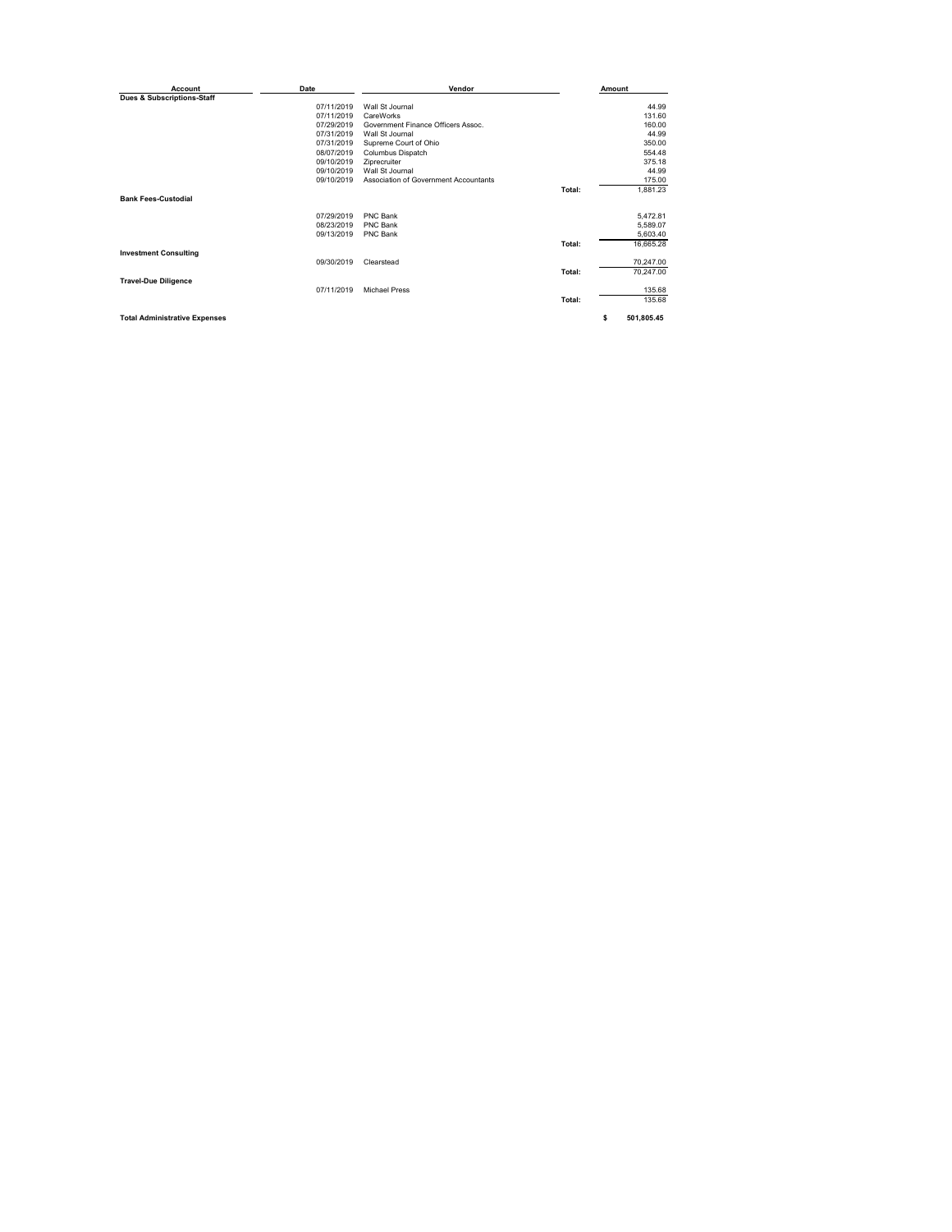| Account | Date | Vendor | | Amount |
|---|---|---|---|---|
| **Dues & Subscriptions-Staff** | | | | |
| | 07/11/2019 | Wall St Journal | | 44.99 |
| | 07/11/2019 | CareWorks | | 131.60 |
| | 07/29/2019 | Government Finance Officers Assoc. | | 160.00 |
| | 07/31/2019 | Wall St Journal | | 44.99 |
| | 07/31/2019 | Supreme Court of Ohio | | 350.00 |
| | 08/07/2019 | Columbus Dispatch | | 554.48 |
| | 09/10/2019 | Ziprecruiter | | 375.18 |
| | 09/10/2019 | Wall St Journal | | 44.99 |
| | 09/10/2019 | Association of Government Accountants | | 175.00 |
| | | | Total: | 1,881.23 |
| **Bank Fees-Custodial** | | | | |
| | 07/29/2019 | PNC Bank | | 5,472.81 |
| | 08/23/2019 | PNC Bank | | 5,589.07 |
| | 09/13/2019 | PNC Bank | | 5,603.40 |
| | | | Total: | 16,665.28 |
| **Investment Consulting** | | | | |
| | 09/30/2019 | Clearstead | | 70,247.00 |
| | | | Total: | 70,247.00 |
| **Travel-Due Diligence** | | | | |
| | 07/11/2019 | Michael Press | | 135.68 |
| | | | Total: | 135.68 |
| **Total Administrative Expenses** | | | | **$ 501,805.45** |